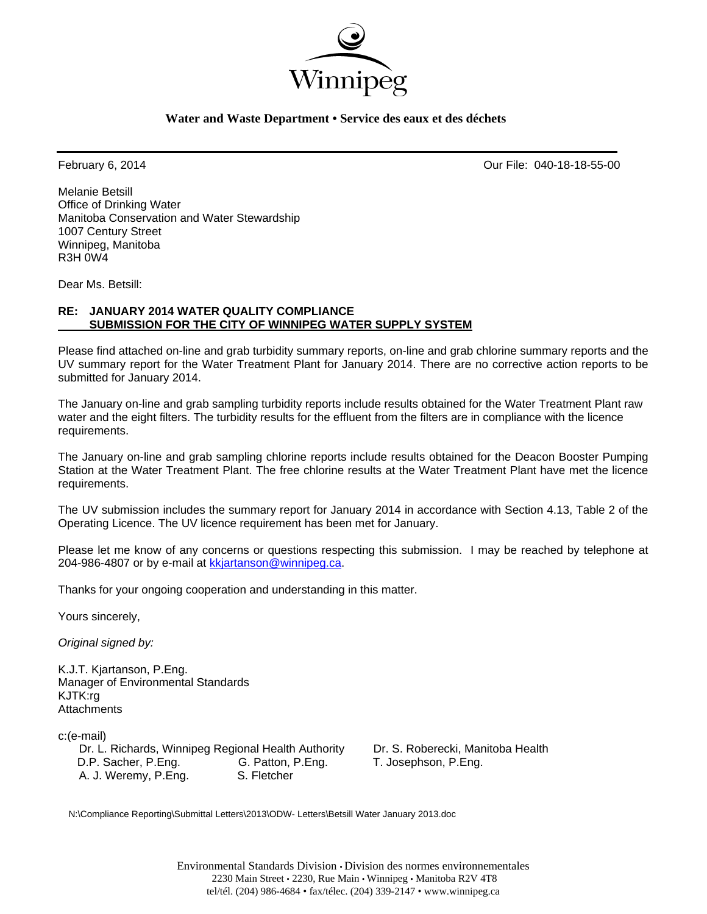Winnipeg

**Water and Waste Department • Service des eaux et des déchets**

February 6, 2014 Our File: 040-18-18-55-00

Melanie Betsill
Office of Drinking Water
Manitoba Conservation and Water Stewardship
1007 Century Street
Winnipeg, Manitoba
R3H 0W4

Dear Ms. Betsill:

**RE: JANUARY 2014 WATER QUALITY COMPLIANCE SUBMISSION FOR THE CITY OF WINNIPEG WATER SUPPLY SYSTEM**

Please find attached on-line and grab turbidity summary reports, on-line and grab chlorine summary reports and the UV summary report for the Water Treatment Plant for January 2014. There are no corrective action reports to be submitted for January 2014.

The January on-line and grab sampling turbidity reports include results obtained for the Water Treatment Plant raw water and the eight filters. The turbidity results for the effluent from the filters are in compliance with the licence requirements.

The January on-line and grab sampling chlorine reports include results obtained for the Deacon Booster Pumping Station at the Water Treatment Plant. The free chlorine results at the Water Treatment Plant have met the licence requirements.

The UV submission includes the summary report for January 2014 in accordance with Section 4.13, Table 2 of the Operating Licence. The UV licence requirement has been met for January.

Please let me know of any concerns or questions respecting this submission. I may be reached by telephone at 204-986-4807 or by e-mail at kkjartanson@winnipeg.ca.

Thanks for your ongoing cooperation and understanding in this matter.

Yours sincerely,

*Original signed by:*

K.J.T. Kjartanson, P.Eng.
Manager of Environmental Standards
KJTK:rg
Attachments

c:(e-mail)
Dr. L. Richards, Winnipeg Regional Health Authority Dr. S. Roberecki, Manitoba Health
D.P. Sacher, P.Eng. G. Patton, P.Eng. T. Josephson, P.Eng.
A. J. Weremy, P.Eng. S. Fletcher

N:\Compliance Reporting\Submittal Letters\2013\ODW- Letters\Betsill Water January 2013.doc

Environmental Standards Division • Division des normes environnementales
2230 Main Street • 2230, Rue Main • Winnipeg • Manitoba R2V 4T8
tel/tél. (204) 986-4684 • fax/télec. (204) 339-2147 • www.winnipeg.ca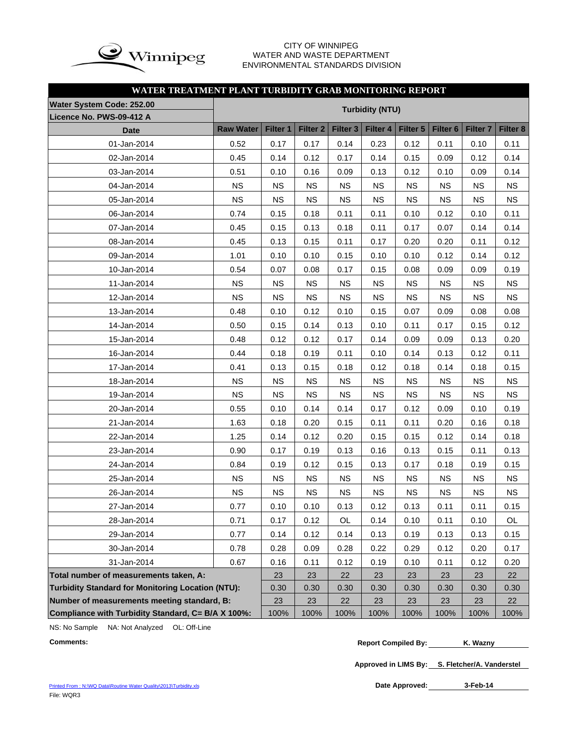CITY OF WINNIPEG
WATER AND WASTE DEPARTMENT
ENVIRONMENTAL STANDARDS DIVISION

## WATER TREATMENT PLANT TURBIDITY GRAB MONITORING REPORT

| Water System Code: 252.00<br>Licence No. PWS-09-412 A | Turbidity (NTU) | | | | | | | | |
|---|---|---|---|---|---|---|---|---|---|
| **Date** | **Raw Water** | **Filter 1** | **Filter 2** | **Filter 3** | **Filter 4** | **Filter 5** | **Filter 6** | **Filter 7** | **Filter 8** |
| 01-Jan-2014 | 0.52 | 0.17 | 0.17 | 0.14 | 0.23 | 0.12 | 0.11 | 0.10 | 0.11 |
| 02-Jan-2014 | 0.45 | 0.14 | 0.12 | 0.17 | 0.14 | 0.15 | 0.09 | 0.12 | 0.14 |
| 03-Jan-2014 | 0.51 | 0.10 | 0.16 | 0.09 | 0.13 | 0.12 | 0.10 | 0.09 | 0.14 |
| 04-Jan-2014 | NS | NS | NS | NS | NS | NS | NS | NS | NS |
| 05-Jan-2014 | NS | NS | NS | NS | NS | NS | NS | NS | NS |
| 06-Jan-2014 | 0.74 | 0.15 | 0.18 | 0.11 | 0.11 | 0.10 | 0.12 | 0.10 | 0.11 |
| 07-Jan-2014 | 0.45 | 0.15 | 0.13 | 0.18 | 0.11 | 0.17 | 0.07 | 0.14 | 0.14 |
| 08-Jan-2014 | 0.45 | 0.13 | 0.15 | 0.11 | 0.17 | 0.20 | 0.20 | 0.11 | 0.12 |
| 09-Jan-2014 | 1.01 | 0.10 | 0.10 | 0.15 | 0.10 | 0.10 | 0.12 | 0.14 | 0.12 |
| 10-Jan-2014 | 0.54 | 0.07 | 0.08 | 0.17 | 0.15 | 0.08 | 0.09 | 0.09 | 0.19 |
| 11-Jan-2014 | NS | NS | NS | NS | NS | NS | NS | NS | NS |
| 12-Jan-2014 | NS | NS | NS | NS | NS | NS | NS | NS | NS |
| 13-Jan-2014 | 0.48 | 0.10 | 0.12 | 0.10 | 0.15 | 0.07 | 0.09 | 0.08 | 0.08 |
| 14-Jan-2014 | 0.50 | 0.15 | 0.14 | 0.13 | 0.10 | 0.11 | 0.17 | 0.15 | 0.12 |
| 15-Jan-2014 | 0.48 | 0.12 | 0.12 | 0.17 | 0.14 | 0.09 | 0.09 | 0.13 | 0.20 |
| 16-Jan-2014 | 0.44 | 0.18 | 0.19 | 0.11 | 0.10 | 0.14 | 0.13 | 0.12 | 0.11 |
| 17-Jan-2014 | 0.41 | 0.13 | 0.15 | 0.18 | 0.12 | 0.18 | 0.14 | 0.18 | 0.15 |
| 18-Jan-2014 | NS | NS | NS | NS | NS | NS | NS | NS | NS |
| 19-Jan-2014 | NS | NS | NS | NS | NS | NS | NS | NS | NS |
| 20-Jan-2014 | 0.55 | 0.10 | 0.14 | 0.14 | 0.17 | 0.12 | 0.09 | 0.10 | 0.19 |
| 21-Jan-2014 | 1.63 | 0.18 | 0.20 | 0.15 | 0.11 | 0.11 | 0.20 | 0.16 | 0.18 |
| 22-Jan-2014 | 1.25 | 0.14 | 0.12 | 0.20 | 0.15 | 0.15 | 0.12 | 0.14 | 0.18 |
| 23-Jan-2014 | 0.90 | 0.17 | 0.19 | 0.13 | 0.16 | 0.13 | 0.15 | 0.11 | 0.13 |
| 24-Jan-2014 | 0.84 | 0.19 | 0.12 | 0.15 | 0.13 | 0.17 | 0.18 | 0.19 | 0.15 |
| 25-Jan-2014 | NS | NS | NS | NS | NS | NS | NS | NS | NS |
| 26-Jan-2014 | NS | NS | NS | NS | NS | NS | NS | NS | NS |
| 27-Jan-2014 | 0.77 | 0.10 | 0.10 | 0.13 | 0.12 | 0.13 | 0.11 | 0.11 | 0.15 |
| 28-Jan-2014 | 0.71 | 0.17 | 0.12 | OL | 0.14 | 0.10 | 0.11 | 0.10 | OL |
| 29-Jan-2014 | 0.77 | 0.14 | 0.12 | 0.14 | 0.13 | 0.19 | 0.13 | 0.13 | 0.15 |
| 30-Jan-2014 | 0.78 | 0.28 | 0.09 | 0.28 | 0.22 | 0.29 | 0.12 | 0.20 | 0.17 |
| 31-Jan-2014 | 0.67 | 0.16 | 0.11 | 0.12 | 0.19 | 0.10 | 0.11 | 0.12 | 0.20 |
| **Total number of measurements taken, A:** | | 23 | 23 | 22 | 23 | 23 | 23 | 23 | 22 |
| **Turbidity Standard for Monitoring Location (NTU):** | | 0.30 | 0.30 | 0.30 | 0.30 | 0.30 | 0.30 | 0.30 | 0.30 |
| **Number of measurements meeting standard, B:** | | 23 | 23 | 22 | 23 | 23 | 23 | 23 | 22 |
| **Compliance with Turbidity Standard, C= B/A X 100%:** | | 100% | 100% | 100% | 100% | 100% | 100% | 100% | 100% |

NS: No Sample NA: Not Analyzed OL: Off-Line

**Comments:**

**Report Compiled By:** K. Wazny

**Approved in LIMS By:** S. Fletcher/A. Vanderstel

**Date Approved:** 3-Feb-14

Printed From : N:\WQ Data\Routine Water Quality\2013\Turbidity.xls
File: WQR3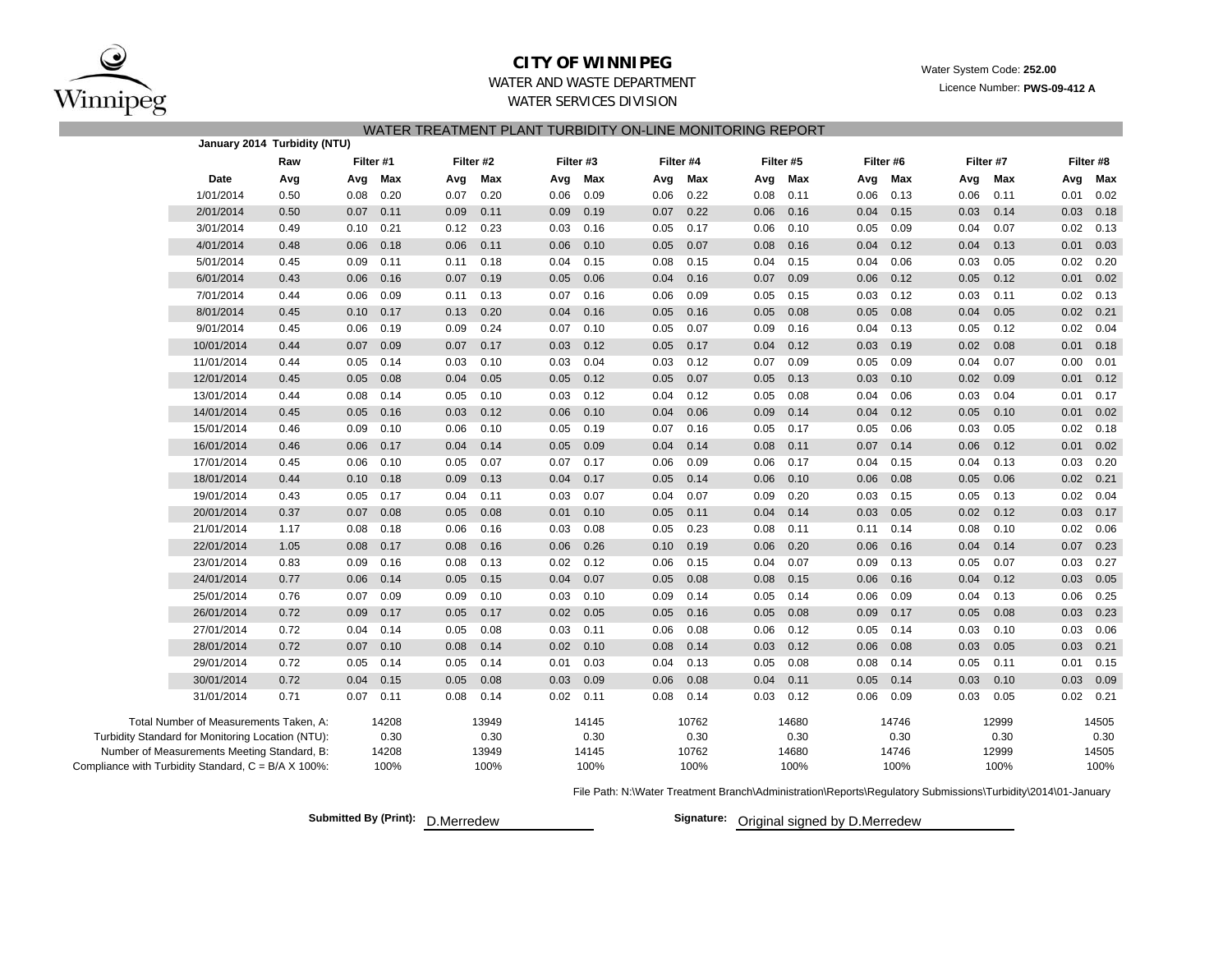**CITY OF WINNIPEG**

WATER AND WASTE DEPARTMENT

WATER SERVICES DIVISION

Water System Code: **252.00**

Licence Number: **PWS-09-412 A**

## WATER TREATMENT PLANT TURBIDITY ON-LINE MONITORING REPORT

**January 2014 Turbidity (NTU)**

| | Raw | Filter #1 | | Filter #2 | | Filter #3 | | Filter #4 | | Filter #5 | | Filter #6 | | Filter #7 | | Filter #8 | |
|---|---|---|---|---|---|---|---|---|---|---|---|---|---|---|---|---|---|
| **Date** | **Avg** | **Avg** | **Max** | **Avg** | **Max** | **Avg** | **Max** | **Avg** | **Max** | **Avg** | **Max** | **Avg** | **Max** | **Avg** | **Max** | **Avg** | **Max** |
| 1/01/2014 | 0.50 | 0.08 | 0.20 | 0.07 | 0.20 | 0.06 | 0.09 | 0.06 | 0.22 | 0.08 | 0.11 | 0.06 | 0.13 | 0.06 | 0.11 | 0.01 | 0.02 |
| 2/01/2014 | 0.50 | 0.07 | 0.11 | 0.09 | 0.11 | 0.09 | 0.19 | 0.07 | 0.22 | 0.06 | 0.16 | 0.04 | 0.15 | 0.03 | 0.14 | 0.03 | 0.18 |
| 3/01/2014 | 0.49 | 0.10 | 0.21 | 0.12 | 0.23 | 0.03 | 0.16 | 0.05 | 0.17 | 0.06 | 0.10 | 0.05 | 0.09 | 0.04 | 0.07 | 0.02 | 0.13 |
| 4/01/2014 | 0.48 | 0.06 | 0.18 | 0.06 | 0.11 | 0.06 | 0.10 | 0.05 | 0.07 | 0.08 | 0.16 | 0.04 | 0.12 | 0.04 | 0.13 | 0.01 | 0.03 |
| 5/01/2014 | 0.45 | 0.09 | 0.11 | 0.11 | 0.18 | 0.04 | 0.15 | 0.08 | 0.15 | 0.04 | 0.15 | 0.04 | 0.06 | 0.03 | 0.05 | 0.02 | 0.20 |
| 6/01/2014 | 0.43 | 0.06 | 0.16 | 0.07 | 0.19 | 0.05 | 0.06 | 0.04 | 0.16 | 0.07 | 0.09 | 0.06 | 0.12 | 0.05 | 0.12 | 0.01 | 0.02 |
| 7/01/2014 | 0.44 | 0.06 | 0.09 | 0.11 | 0.13 | 0.07 | 0.16 | 0.06 | 0.09 | 0.05 | 0.15 | 0.03 | 0.12 | 0.03 | 0.11 | 0.02 | 0.13 |
| 8/01/2014 | 0.45 | 0.10 | 0.17 | 0.13 | 0.20 | 0.04 | 0.16 | 0.05 | 0.16 | 0.05 | 0.08 | 0.05 | 0.08 | 0.04 | 0.05 | 0.02 | 0.21 |
| 9/01/2014 | 0.45 | 0.06 | 0.19 | 0.09 | 0.24 | 0.07 | 0.10 | 0.05 | 0.07 | 0.09 | 0.16 | 0.04 | 0.13 | 0.05 | 0.12 | 0.02 | 0.04 |
| 10/01/2014 | 0.44 | 0.07 | 0.09 | 0.07 | 0.17 | 0.03 | 0.12 | 0.05 | 0.17 | 0.04 | 0.12 | 0.03 | 0.19 | 0.02 | 0.08 | 0.01 | 0.18 |
| 11/01/2014 | 0.44 | 0.05 | 0.14 | 0.03 | 0.10 | 0.03 | 0.04 | 0.03 | 0.12 | 0.07 | 0.09 | 0.05 | 0.09 | 0.04 | 0.07 | 0.00 | 0.01 |
| 12/01/2014 | 0.45 | 0.05 | 0.08 | 0.04 | 0.05 | 0.05 | 0.12 | 0.05 | 0.07 | 0.05 | 0.13 | 0.03 | 0.10 | 0.02 | 0.09 | 0.01 | 0.12 |
| 13/01/2014 | 0.44 | 0.08 | 0.14 | 0.05 | 0.10 | 0.03 | 0.12 | 0.04 | 0.12 | 0.05 | 0.08 | 0.04 | 0.06 | 0.03 | 0.04 | 0.01 | 0.17 |
| 14/01/2014 | 0.45 | 0.05 | 0.16 | 0.03 | 0.12 | 0.06 | 0.10 | 0.04 | 0.06 | 0.09 | 0.14 | 0.04 | 0.12 | 0.05 | 0.10 | 0.01 | 0.02 |
| 15/01/2014 | 0.46 | 0.09 | 0.10 | 0.06 | 0.10 | 0.05 | 0.19 | 0.07 | 0.16 | 0.05 | 0.17 | 0.05 | 0.06 | 0.03 | 0.05 | 0.02 | 0.18 |
| 16/01/2014 | 0.46 | 0.06 | 0.17 | 0.04 | 0.14 | 0.05 | 0.09 | 0.04 | 0.14 | 0.08 | 0.11 | 0.07 | 0.14 | 0.06 | 0.12 | 0.01 | 0.02 |
| 17/01/2014 | 0.45 | 0.06 | 0.10 | 0.05 | 0.07 | 0.07 | 0.17 | 0.06 | 0.09 | 0.06 | 0.17 | 0.04 | 0.15 | 0.04 | 0.13 | 0.03 | 0.20 |
| 18/01/2014 | 0.44 | 0.10 | 0.18 | 0.09 | 0.13 | 0.04 | 0.17 | 0.05 | 0.14 | 0.06 | 0.10 | 0.06 | 0.08 | 0.05 | 0.06 | 0.02 | 0.21 |
| 19/01/2014 | 0.43 | 0.05 | 0.17 | 0.04 | 0.11 | 0.03 | 0.07 | 0.04 | 0.07 | 0.09 | 0.20 | 0.03 | 0.15 | 0.05 | 0.13 | 0.02 | 0.04 |
| 20/01/2014 | 0.37 | 0.07 | 0.08 | 0.05 | 0.08 | 0.01 | 0.10 | 0.05 | 0.11 | 0.04 | 0.14 | 0.03 | 0.05 | 0.02 | 0.12 | 0.03 | 0.17 |
| 21/01/2014 | 1.17 | 0.08 | 0.18 | 0.06 | 0.16 | 0.03 | 0.08 | 0.05 | 0.23 | 0.08 | 0.11 | 0.11 | 0.14 | 0.08 | 0.10 | 0.02 | 0.06 |
| 22/01/2014 | 1.05 | 0.08 | 0.17 | 0.08 | 0.16 | 0.06 | 0.26 | 0.10 | 0.19 | 0.06 | 0.20 | 0.06 | 0.16 | 0.04 | 0.14 | 0.07 | 0.23 |
| 23/01/2014 | 0.83 | 0.09 | 0.16 | 0.08 | 0.13 | 0.02 | 0.12 | 0.06 | 0.15 | 0.04 | 0.07 | 0.09 | 0.13 | 0.05 | 0.07 | 0.03 | 0.27 |
| 24/01/2014 | 0.77 | 0.06 | 0.14 | 0.05 | 0.15 | 0.04 | 0.07 | 0.05 | 0.08 | 0.08 | 0.15 | 0.06 | 0.16 | 0.04 | 0.12 | 0.03 | 0.05 |
| 25/01/2014 | 0.76 | 0.07 | 0.09 | 0.09 | 0.10 | 0.03 | 0.10 | 0.09 | 0.14 | 0.05 | 0.14 | 0.06 | 0.09 | 0.04 | 0.13 | 0.06 | 0.25 |
| 26/01/2014 | 0.72 | 0.09 | 0.17 | 0.05 | 0.17 | 0.02 | 0.05 | 0.05 | 0.16 | 0.05 | 0.08 | 0.09 | 0.17 | 0.05 | 0.08 | 0.03 | 0.23 |
| 27/01/2014 | 0.72 | 0.04 | 0.14 | 0.05 | 0.08 | 0.03 | 0.11 | 0.06 | 0.08 | 0.06 | 0.12 | 0.05 | 0.14 | 0.03 | 0.10 | 0.03 | 0.06 |
| 28/01/2014 | 0.72 | 0.07 | 0.10 | 0.08 | 0.14 | 0.02 | 0.10 | 0.08 | 0.14 | 0.03 | 0.12 | 0.06 | 0.08 | 0.03 | 0.05 | 0.03 | 0.21 |
| 29/01/2014 | 0.72 | 0.05 | 0.14 | 0.05 | 0.14 | 0.01 | 0.03 | 0.04 | 0.13 | 0.05 | 0.08 | 0.08 | 0.14 | 0.05 | 0.11 | 0.01 | 0.15 |
| 30/01/2014 | 0.72 | 0.04 | 0.15 | 0.05 | 0.08 | 0.03 | 0.09 | 0.06 | 0.08 | 0.04 | 0.11 | 0.05 | 0.14 | 0.03 | 0.10 | 0.03 | 0.09 |
| 31/01/2014 | 0.71 | 0.07 | 0.11 | 0.08 | 0.14 | 0.02 | 0.11 | 0.08 | 0.14 | 0.03 | 0.12 | 0.06 | 0.09 | 0.03 | 0.05 | 0.02 | 0.21 |
| Total Number of Measurements Taken, A: | | | 14208 | | 13949 | | 14145 | | 10762 | | 14680 | | 14746 | | 12999 | | 14505 |
| Turbidity Standard for Monitoring Location (NTU): | | | 0.30 | | 0.30 | | 0.30 | | 0.30 | | 0.30 | | 0.30 | | 0.30 | | 0.30 |
| Number of Measurements Meeting Standard, B: | | | 14208 | | 13949 | | 14145 | | 10762 | | 14680 | | 14746 | | 12999 | | 14505 |
| Compliance with Turbidity Standard, C = B/A X 100%: | | | 100% | | 100% | | 100% | | 100% | | 100% | | 100% | | 100% | | 100% |

File Path: N:\Water Treatment Branch\Administration\Reports\Regulatory Submissions\Turbidity\2014\01-January

**Submitted By (Print):** D.Merredew

**Signature:** Original signed by D.Merredew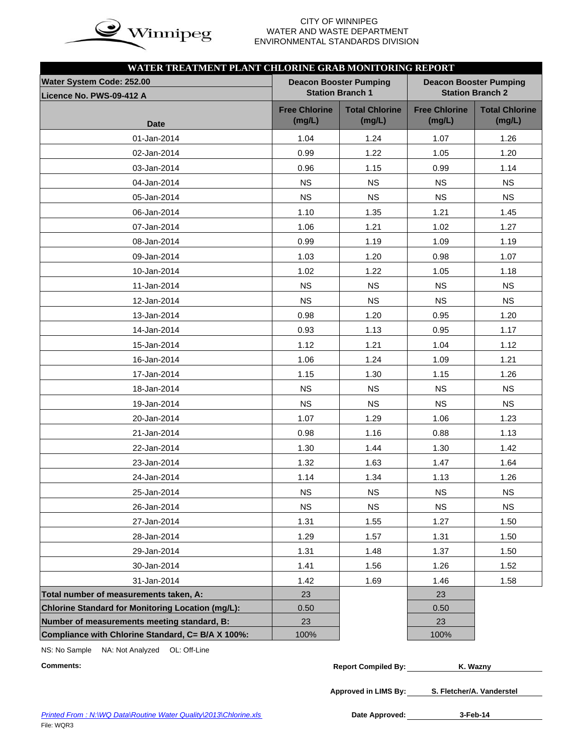CITY OF WINNIPEG
WATER AND WASTE DEPARTMENT
ENVIRONMENTAL STANDARDS DIVISION

## WATER TREATMENT PLANT CHLORINE GRAB MONITORING REPORT

| Water System Code: 252.00 / Licence No. PWS-09-412 A | Deacon Booster Pumping Station Branch 1 | | Deacon Booster Pumping Station Branch 2 | |
|---|---|---|---|---|
| Date | Free Chlorine (mg/L) | Total Chlorine (mg/L) | Free Chlorine (mg/L) | Total Chlorine (mg/L) |
| 01-Jan-2014 | 1.04 | 1.24 | 1.07 | 1.26 |
| 02-Jan-2014 | 0.99 | 1.22 | 1.05 | 1.20 |
| 03-Jan-2014 | 0.96 | 1.15 | 0.99 | 1.14 |
| 04-Jan-2014 | NS | NS | NS | NS |
| 05-Jan-2014 | NS | NS | NS | NS |
| 06-Jan-2014 | 1.10 | 1.35 | 1.21 | 1.45 |
| 07-Jan-2014 | 1.06 | 1.21 | 1.02 | 1.27 |
| 08-Jan-2014 | 0.99 | 1.19 | 1.09 | 1.19 |
| 09-Jan-2014 | 1.03 | 1.20 | 0.98 | 1.07 |
| 10-Jan-2014 | 1.02 | 1.22 | 1.05 | 1.18 |
| 11-Jan-2014 | NS | NS | NS | NS |
| 12-Jan-2014 | NS | NS | NS | NS |
| 13-Jan-2014 | 0.98 | 1.20 | 0.95 | 1.20 |
| 14-Jan-2014 | 0.93 | 1.13 | 0.95 | 1.17 |
| 15-Jan-2014 | 1.12 | 1.21 | 1.04 | 1.12 |
| 16-Jan-2014 | 1.06 | 1.24 | 1.09 | 1.21 |
| 17-Jan-2014 | 1.15 | 1.30 | 1.15 | 1.26 |
| 18-Jan-2014 | NS | NS | NS | NS |
| 19-Jan-2014 | NS | NS | NS | NS |
| 20-Jan-2014 | 1.07 | 1.29 | 1.06 | 1.23 |
| 21-Jan-2014 | 0.98 | 1.16 | 0.88 | 1.13 |
| 22-Jan-2014 | 1.30 | 1.44 | 1.30 | 1.42 |
| 23-Jan-2014 | 1.32 | 1.63 | 1.47 | 1.64 |
| 24-Jan-2014 | 1.14 | 1.34 | 1.13 | 1.26 |
| 25-Jan-2014 | NS | NS | NS | NS |
| 26-Jan-2014 | NS | NS | NS | NS |
| 27-Jan-2014 | 1.31 | 1.55 | 1.27 | 1.50 |
| 28-Jan-2014 | 1.29 | 1.57 | 1.31 | 1.50 |
| 29-Jan-2014 | 1.31 | 1.48 | 1.37 | 1.50 |
| 30-Jan-2014 | 1.41 | 1.56 | 1.26 | 1.52 |
| 31-Jan-2014 | 1.42 | 1.69 | 1.46 | 1.58 |
| **Total number of measurements taken, A:** | 23 | | 23 | |
| **Chlorine Standard for Monitoring Location (mg/L):** | 0.50 | | 0.50 | |
| **Number of measurements meeting standard, B:** | 23 | | 23 | |
| **Compliance with Chlorine Standard, C= B/A X 100%:** | 100% | | 100% | |

NS: No Sample NA: Not Analyzed OL: Off-Line

**Comments:**

**Report Compiled By:** K. Wazny

**Approved in LIMS By:** S. Fletcher/A. Vanderstel

**Date Approved:** 3-Feb-14

*Printed From : N:\WQ Data\Routine Water Quality\2013\Chlorine.xls*

File: WQR3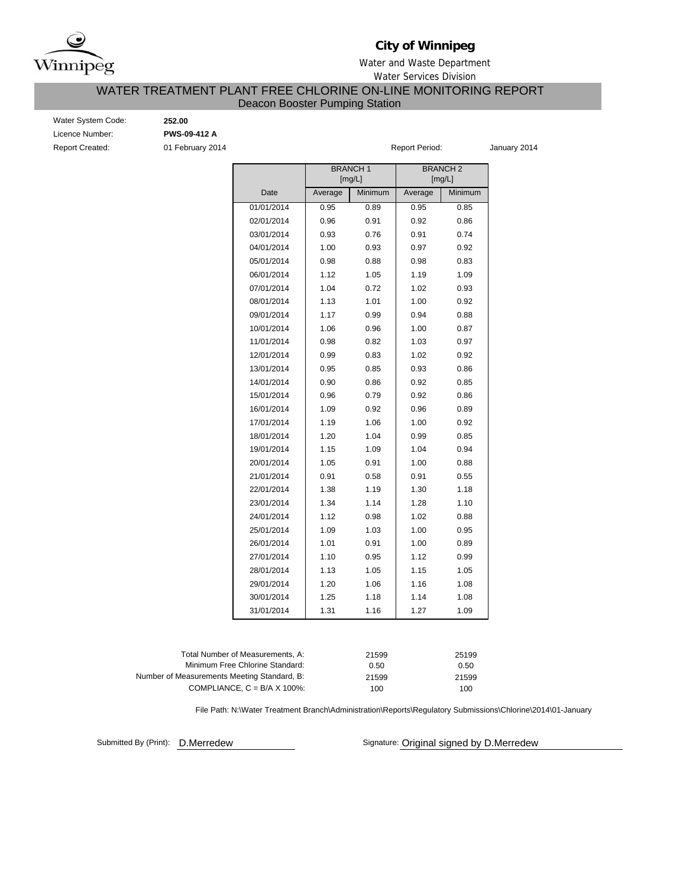**City of Winnipeg**

Water and Waste Department

Water Services Division

# WATER TREATMENT PLANT FREE CHLORINE ON-LINE MONITORING REPORT

## Deacon Booster Pumping Station

Water System Code: **252.00**

Licence Number: **PWS-09-412 A**

Report Created: 01 February 2014

Report Period: January 2014

| | BRANCH 1 [mg/L] | | BRANCH 2 [mg/L] | |
|---|---|---|---|---|
| Date | Average | Minimum | Average | Minimum |
| 01/01/2014 | 0.95 | 0.89 | 0.95 | 0.85 |
| 02/01/2014 | 0.96 | 0.91 | 0.92 | 0.86 |
| 03/01/2014 | 0.93 | 0.76 | 0.91 | 0.74 |
| 04/01/2014 | 1.00 | 0.93 | 0.97 | 0.92 |
| 05/01/2014 | 0.98 | 0.88 | 0.98 | 0.83 |
| 06/01/2014 | 1.12 | 1.05 | 1.19 | 1.09 |
| 07/01/2014 | 1.04 | 0.72 | 1.02 | 0.93 |
| 08/01/2014 | 1.13 | 1.01 | 1.00 | 0.92 |
| 09/01/2014 | 1.17 | 0.99 | 0.94 | 0.88 |
| 10/01/2014 | 1.06 | 0.96 | 1.00 | 0.87 |
| 11/01/2014 | 0.98 | 0.82 | 1.03 | 0.97 |
| 12/01/2014 | 0.99 | 0.83 | 1.02 | 0.92 |
| 13/01/2014 | 0.95 | 0.85 | 0.93 | 0.86 |
| 14/01/2014 | 0.90 | 0.86 | 0.92 | 0.85 |
| 15/01/2014 | 0.96 | 0.79 | 0.92 | 0.86 |
| 16/01/2014 | 1.09 | 0.92 | 0.96 | 0.89 |
| 17/01/2014 | 1.19 | 1.06 | 1.00 | 0.92 |
| 18/01/2014 | 1.20 | 1.04 | 0.99 | 0.85 |
| 19/01/2014 | 1.15 | 1.09 | 1.04 | 0.94 |
| 20/01/2014 | 1.05 | 0.91 | 1.00 | 0.88 |
| 21/01/2014 | 0.91 | 0.58 | 0.91 | 0.55 |
| 22/01/2014 | 1.38 | 1.19 | 1.30 | 1.18 |
| 23/01/2014 | 1.34 | 1.14 | 1.28 | 1.10 |
| 24/01/2014 | 1.12 | 0.98 | 1.02 | 0.88 |
| 25/01/2014 | 1.09 | 1.03 | 1.00 | 0.95 |
| 26/01/2014 | 1.01 | 0.91 | 1.00 | 0.89 |
| 27/01/2014 | 1.10 | 0.95 | 1.12 | 0.99 |
| 28/01/2014 | 1.13 | 1.05 | 1.15 | 1.05 |
| 29/01/2014 | 1.20 | 1.06 | 1.16 | 1.08 |
| 30/01/2014 | 1.25 | 1.18 | 1.14 | 1.08 |
| 31/01/2014 | 1.31 | 1.16 | 1.27 | 1.09 |

| | BRANCH 1 | BRANCH 2 |
|---|---|---|
| Total Number of Measurements, A: | 21599 | 25199 |
| Minimum Free Chlorine Standard: | 0.50 | 0.50 |
| Number of Measurements Meeting Standard, B: | 21599 | 21599 |
| COMPLIANCE, C = B/A X 100%: | 100 | 100 |

File Path: N:\Water Treatment Branch\Administration\Reports\Regulatory Submissions\Chlorine\2014\01-January

Submitted By (Print): D.Merredew

Signature: Original signed by D.Merredew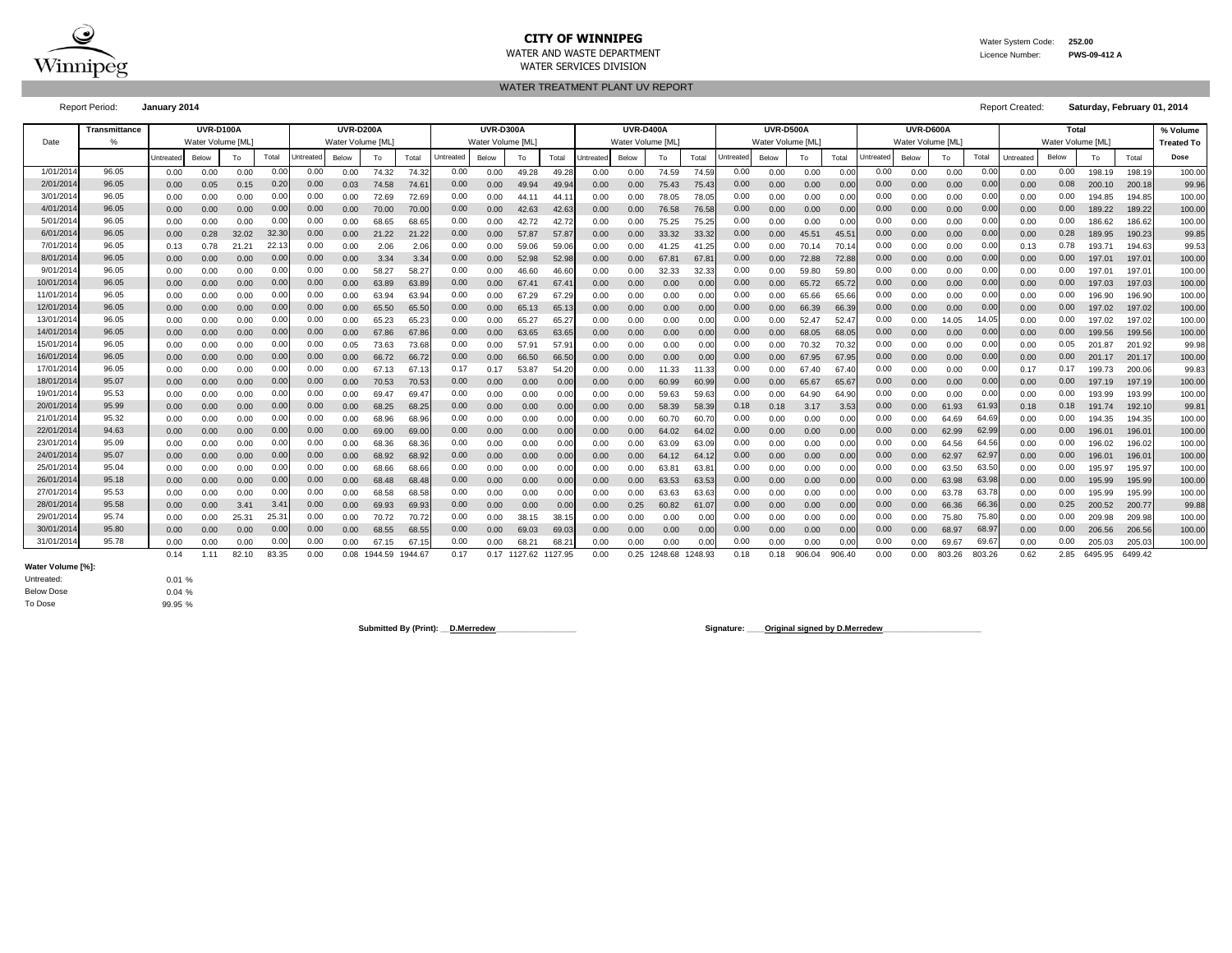**CITY OF WINNIPEG**

WATER AND WASTE DEPARTMENT

WATER SERVICES DIVISION

Water System Code: **252.00**

Licence Number: **PWS-09-412 A**

## WATER TREATMENT PLANT UV REPORT

Report Period: **January 2014**

Report Created: **Saturday, February 01, 2014**

| Date | Transmittance | UVR-D100A | | | | UVR-D200A | | | | UVR-D300A | | | | UVR-D400A | | | | UVR-D500A | | | | UVR-D600A | | | | Total | | | | % Volume |
|---|---|---|---|---|---|---|---|---|---|---|---|---|---|---|---|---|---|---|---|---|---|---|---|---|---|---|---|---|---|---|
| | % | Water Volume [ML] | | | | Water Volume [ML] | | | | Water Volume [ML] | | | | Water Volume [ML] | | | | Water Volume [ML] | | | | Water Volume [ML] | | | | Water Volume [ML] | | | | Treated To |
| | | Untreated | Below | To | Total | Untreated | Below | To | Total | Untreated | Below | To | Total | Untreated | Below | To | Total | Untreated | Below | To | Total | Untreated | Below | To | Total | Untreated | Below | To | Total | Dose |
| 1/01/2014 | 96.05 | 0.00 | 0.00 | 0.00 | 0.00 | 0.00 | 0.00 | 74.32 | 74.32 | 0.00 | 0.00 | 49.28 | 49.28 | 0.00 | 0.00 | 74.59 | 74.59 | 0.00 | 0.00 | 0.00 | 0.00 | 0.00 | 0.00 | 0.00 | 0.00 | 0.00 | 0.00 | 198.19 | 198.19 | 100.00 |
| 2/01/2014 | 96.05 | 0.00 | 0.05 | 0.15 | 0.20 | 0.00 | 0.03 | 74.58 | 74.61 | 0.00 | 0.00 | 49.94 | 49.94 | 0.00 | 0.00 | 75.43 | 75.43 | 0.00 | 0.00 | 0.00 | 0.00 | 0.00 | 0.00 | 0.00 | 0.00 | 0.00 | 0.08 | 200.10 | 200.18 | 99.96 |
| 3/01/2014 | 96.05 | 0.00 | 0.00 | 0.00 | 0.00 | 0.00 | 0.00 | 72.69 | 72.69 | 0.00 | 0.00 | 44.11 | 44.11 | 0.00 | 0.00 | 78.05 | 78.05 | 0.00 | 0.00 | 0.00 | 0.00 | 0.00 | 0.00 | 0.00 | 0.00 | 0.00 | 0.00 | 194.85 | 194.85 | 100.00 |
| 4/01/2014 | 96.05 | 0.00 | 0.00 | 0.00 | 0.00 | 0.00 | 0.00 | 70.00 | 70.00 | 0.00 | 0.00 | 42.63 | 42.63 | 0.00 | 0.00 | 76.58 | 76.58 | 0.00 | 0.00 | 0.00 | 0.00 | 0.00 | 0.00 | 0.00 | 0.00 | 0.00 | 0.00 | 189.22 | 189.22 | 100.00 |
| 5/01/2014 | 96.05 | 0.00 | 0.00 | 0.00 | 0.00 | 0.00 | 0.00 | 68.65 | 68.65 | 0.00 | 0.00 | 42.72 | 42.72 | 0.00 | 0.00 | 75.25 | 75.25 | 0.00 | 0.00 | 0.00 | 0.00 | 0.00 | 0.00 | 0.00 | 0.00 | 0.00 | 0.00 | 186.62 | 186.62 | 100.00 |
| 6/01/2014 | 96.05 | 0.00 | 0.28 | 32.02 | 32.30 | 0.00 | 0.00 | 21.22 | 21.22 | 0.00 | 0.00 | 57.87 | 57.87 | 0.00 | 0.00 | 33.32 | 33.32 | 0.00 | 0.00 | 45.51 | 45.51 | 0.00 | 0.00 | 0.00 | 0.00 | 0.00 | 0.28 | 189.95 | 190.23 | 99.85 |
| 7/01/2014 | 96.05 | 0.13 | 0.78 | 21.21 | 22.13 | 0.00 | 0.00 | 2.06 | 2.06 | 0.00 | 0.00 | 59.06 | 59.06 | 0.00 | 0.00 | 41.25 | 41.25 | 0.00 | 0.00 | 70.14 | 70.14 | 0.00 | 0.00 | 0.00 | 0.00 | 0.13 | 0.78 | 193.71 | 194.63 | 99.53 |
| 8/01/2014 | 96.05 | 0.00 | 0.00 | 0.00 | 0.00 | 0.00 | 0.00 | 3.34 | 3.34 | 0.00 | 0.00 | 52.98 | 52.98 | 0.00 | 0.00 | 67.81 | 67.81 | 0.00 | 0.00 | 72.88 | 72.88 | 0.00 | 0.00 | 0.00 | 0.00 | 0.00 | 0.00 | 197.01 | 197.01 | 100.00 |
| 9/01/2014 | 96.05 | 0.00 | 0.00 | 0.00 | 0.00 | 0.00 | 0.00 | 58.27 | 58.27 | 0.00 | 0.00 | 46.60 | 46.60 | 0.00 | 0.00 | 32.33 | 32.33 | 0.00 | 0.00 | 59.80 | 59.80 | 0.00 | 0.00 | 0.00 | 0.00 | 0.00 | 0.00 | 197.01 | 197.01 | 100.00 |
| 10/01/2014 | 96.05 | 0.00 | 0.00 | 0.00 | 0.00 | 0.00 | 0.00 | 63.89 | 63.89 | 0.00 | 0.00 | 67.41 | 67.41 | 0.00 | 0.00 | 0.00 | 0.00 | 0.00 | 0.00 | 65.72 | 65.72 | 0.00 | 0.00 | 0.00 | 0.00 | 0.00 | 0.00 | 197.03 | 197.03 | 100.00 |
| 11/01/2014 | 96.05 | 0.00 | 0.00 | 0.00 | 0.00 | 0.00 | 0.00 | 63.94 | 63.94 | 0.00 | 0.00 | 67.29 | 67.29 | 0.00 | 0.00 | 0.00 | 0.00 | 0.00 | 0.00 | 65.66 | 65.66 | 0.00 | 0.00 | 0.00 | 0.00 | 0.00 | 0.00 | 196.90 | 196.90 | 100.00 |
| 12/01/2014 | 96.05 | 0.00 | 0.00 | 0.00 | 0.00 | 0.00 | 0.00 | 65.50 | 65.50 | 0.00 | 0.00 | 65.13 | 65.13 | 0.00 | 0.00 | 0.00 | 0.00 | 0.00 | 0.00 | 66.39 | 66.39 | 0.00 | 0.00 | 0.00 | 0.00 | 0.00 | 0.00 | 197.02 | 197.02 | 100.00 |
| 13/01/2014 | 96.05 | 0.00 | 0.00 | 0.00 | 0.00 | 0.00 | 0.00 | 65.23 | 65.23 | 0.00 | 0.00 | 65.27 | 65.27 | 0.00 | 0.00 | 0.00 | 0.00 | 0.00 | 0.00 | 52.47 | 52.47 | 0.00 | 0.00 | 14.05 | 14.05 | 0.00 | 0.00 | 197.02 | 197.02 | 100.00 |
| 14/01/2014 | 96.05 | 0.00 | 0.00 | 0.00 | 0.00 | 0.00 | 0.00 | 67.86 | 67.86 | 0.00 | 0.00 | 63.65 | 63.65 | 0.00 | 0.00 | 0.00 | 0.00 | 0.00 | 0.00 | 68.05 | 68.05 | 0.00 | 0.00 | 0.00 | 0.00 | 0.00 | 0.00 | 199.56 | 199.56 | 100.00 |
| 15/01/2014 | 96.05 | 0.00 | 0.00 | 0.00 | 0.00 | 0.00 | 0.05 | 73.63 | 73.68 | 0.00 | 0.00 | 57.91 | 57.91 | 0.00 | 0.00 | 0.00 | 0.00 | 0.00 | 0.00 | 70.32 | 70.32 | 0.00 | 0.00 | 0.00 | 0.00 | 0.00 | 0.05 | 201.87 | 201.92 | 99.98 |
| 16/01/2014 | 96.05 | 0.00 | 0.00 | 0.00 | 0.00 | 0.00 | 0.00 | 66.72 | 66.72 | 0.00 | 0.00 | 66.50 | 66.50 | 0.00 | 0.00 | 0.00 | 0.00 | 0.00 | 0.00 | 67.95 | 67.95 | 0.00 | 0.00 | 0.00 | 0.00 | 0.00 | 0.00 | 201.17 | 201.17 | 100.00 |
| 17/01/2014 | 96.05 | 0.00 | 0.00 | 0.00 | 0.00 | 0.00 | 0.00 | 67.13 | 67.13 | 0.17 | 0.17 | 53.87 | 54.20 | 0.00 | 0.00 | 11.33 | 11.33 | 0.00 | 0.00 | 67.40 | 67.40 | 0.00 | 0.00 | 0.00 | 0.00 | 0.17 | 0.17 | 199.73 | 200.06 | 99.83 |
| 18/01/2014 | 95.07 | 0.00 | 0.00 | 0.00 | 0.00 | 0.00 | 0.00 | 70.53 | 70.53 | 0.00 | 0.00 | 0.00 | 0.00 | 0.00 | 0.00 | 60.99 | 60.99 | 0.00 | 0.00 | 65.67 | 65.67 | 0.00 | 0.00 | 0.00 | 0.00 | 0.00 | 0.00 | 197.19 | 197.19 | 100.00 |
| 19/01/2014 | 95.53 | 0.00 | 0.00 | 0.00 | 0.00 | 0.00 | 0.00 | 69.47 | 69.47 | 0.00 | 0.00 | 0.00 | 0.00 | 0.00 | 0.00 | 59.63 | 59.63 | 0.00 | 0.00 | 64.90 | 64.90 | 0.00 | 0.00 | 0.00 | 0.00 | 0.00 | 0.00 | 193.99 | 193.99 | 100.00 |
| 20/01/2014 | 95.99 | 0.00 | 0.00 | 0.00 | 0.00 | 0.00 | 0.00 | 68.25 | 68.25 | 0.00 | 0.00 | 0.00 | 0.00 | 0.00 | 0.00 | 58.39 | 58.39 | 0.18 | 0.18 | 3.17 | 3.53 | 0.00 | 0.00 | 61.93 | 61.93 | 0.18 | 0.18 | 191.74 | 192.10 | 99.81 |
| 21/01/2014 | 95.32 | 0.00 | 0.00 | 0.00 | 0.00 | 0.00 | 0.00 | 68.96 | 68.96 | 0.00 | 0.00 | 0.00 | 0.00 | 0.00 | 0.00 | 60.70 | 60.70 | 0.00 | 0.00 | 0.00 | 0.00 | 0.00 | 0.00 | 64.69 | 64.69 | 0.00 | 0.00 | 194.35 | 194.35 | 100.00 |
| 22/01/2014 | 94.63 | 0.00 | 0.00 | 0.00 | 0.00 | 0.00 | 0.00 | 69.00 | 69.00 | 0.00 | 0.00 | 0.00 | 0.00 | 0.00 | 0.00 | 64.02 | 64.02 | 0.00 | 0.00 | 0.00 | 0.00 | 0.00 | 0.00 | 62.99 | 62.99 | 0.00 | 0.00 | 196.01 | 196.01 | 100.00 |
| 23/01/2014 | 95.09 | 0.00 | 0.00 | 0.00 | 0.00 | 0.00 | 0.00 | 68.36 | 68.36 | 0.00 | 0.00 | 0.00 | 0.00 | 0.00 | 0.00 | 63.09 | 63.09 | 0.00 | 0.00 | 0.00 | 0.00 | 0.00 | 0.00 | 64.56 | 64.56 | 0.00 | 0.00 | 196.02 | 196.02 | 100.00 |
| 24/01/2014 | 95.07 | 0.00 | 0.00 | 0.00 | 0.00 | 0.00 | 0.00 | 68.92 | 68.92 | 0.00 | 0.00 | 0.00 | 0.00 | 0.00 | 0.00 | 64.12 | 64.12 | 0.00 | 0.00 | 0.00 | 0.00 | 0.00 | 0.00 | 62.97 | 62.97 | 0.00 | 0.00 | 196.01 | 196.01 | 100.00 |
| 25/01/2014 | 95.04 | 0.00 | 0.00 | 0.00 | 0.00 | 0.00 | 0.00 | 68.66 | 68.66 | 0.00 | 0.00 | 0.00 | 0.00 | 0.00 | 0.00 | 63.81 | 63.81 | 0.00 | 0.00 | 0.00 | 0.00 | 0.00 | 0.00 | 63.50 | 63.50 | 0.00 | 0.00 | 195.97 | 195.97 | 100.00 |
| 26/01/2014 | 95.18 | 0.00 | 0.00 | 0.00 | 0.00 | 0.00 | 0.00 | 68.48 | 68.48 | 0.00 | 0.00 | 0.00 | 0.00 | 0.00 | 0.00 | 63.53 | 63.53 | 0.00 | 0.00 | 0.00 | 0.00 | 0.00 | 0.00 | 63.98 | 63.98 | 0.00 | 0.00 | 195.99 | 195.99 | 100.00 |
| 27/01/2014 | 95.53 | 0.00 | 0.00 | 0.00 | 0.00 | 0.00 | 0.00 | 68.58 | 68.58 | 0.00 | 0.00 | 0.00 | 0.00 | 0.00 | 0.00 | 63.63 | 63.63 | 0.00 | 0.00 | 0.00 | 0.00 | 0.00 | 0.00 | 63.78 | 63.78 | 0.00 | 0.00 | 195.99 | 195.99 | 100.00 |
| 28/01/2014 | 95.58 | 0.00 | 0.00 | 3.41 | 3.41 | 0.00 | 0.00 | 69.93 | 69.93 | 0.00 | 0.00 | 0.00 | 0.00 | 0.00 | 0.25 | 60.82 | 61.07 | 0.00 | 0.00 | 0.00 | 0.00 | 0.00 | 0.00 | 66.36 | 66.36 | 0.00 | 0.25 | 200.52 | 200.77 | 99.88 |
| 29/01/2014 | 95.74 | 0.00 | 0.00 | 25.31 | 25.31 | 0.00 | 0.00 | 70.72 | 70.72 | 0.00 | 0.00 | 38.15 | 38.15 | 0.00 | 0.00 | 0.00 | 0.00 | 0.00 | 0.00 | 0.00 | 0.00 | 0.00 | 0.00 | 75.80 | 75.80 | 0.00 | 0.00 | 209.98 | 209.98 | 100.00 |
| 30/01/2014 | 95.80 | 0.00 | 0.00 | 0.00 | 0.00 | 0.00 | 0.00 | 68.55 | 68.55 | 0.00 | 0.00 | 69.03 | 69.03 | 0.00 | 0.00 | 0.00 | 0.00 | 0.00 | 0.00 | 0.00 | 0.00 | 0.00 | 0.00 | 68.97 | 68.97 | 0.00 | 0.00 | 206.56 | 206.56 | 100.00 |
| 31/01/2014 | 95.78 | 0.00 | 0.00 | 0.00 | 0.00 | 0.00 | 0.00 | 67.15 | 67.15 | 0.00 | 0.00 | 68.21 | 68.21 | 0.00 | 0.00 | 0.00 | 0.00 | 0.00 | 0.00 | 0.00 | 0.00 | 0.00 | 0.00 | 69.67 | 69.67 | 0.00 | 0.00 | 205.03 | 205.03 | 100.00 |
| | | 0.14 | 1.11 | 82.10 | 83.35 | 0.00 | 0.08 | 1944.59 | 1944.67 | 0.17 | 0.17 | 1127.62 | 1127.95 | 0.00 | 0.25 | 1248.68 | 1248.93 | 0.18 | 0.18 | 906.04 | 906.40 | 0.00 | 0.00 | 803.26 | 803.26 | 0.62 | 2.85 | 6495.95 | 6499.42 | |

**Water Volume [%]:**

| | |
|---|---|
| Untreated: | 0.01 % |
| Below Dose | 0.04 % |
| To Dose | 99.95 % |

**Submitted By (Print):** __D.Merredew__________________

**Signature:** ____Original signed by D.Merredew______________________